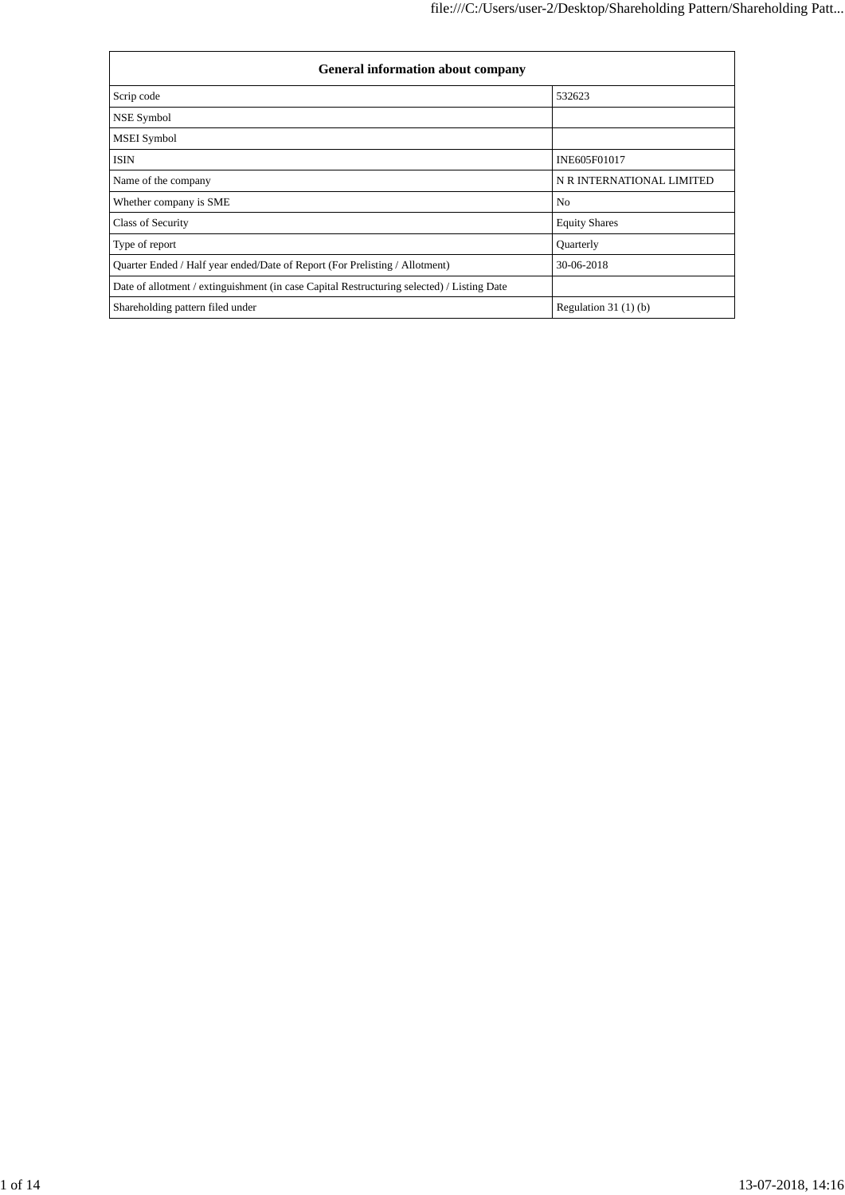| General information about company | |
|---|---|
| Scrip code | 532623 |
| NSE Symbol | |
| MSEI Symbol | |
| ISIN | INE605F01017 |
| Name of the company | N R INTERNATIONAL LIMITED |
| Whether company is SME | No |
| Class of Security | Equity Shares |
| Type of report | Quarterly |
| Quarter Ended / Half year ended/Date of Report (For Prelisting / Allotment) | 30-06-2018 |
| Date of allotment / extinguishment (in case Capital Restructuring selected) / Listing Date | |
| Shareholding pattern filed under | Regulation 31 (1) (b) |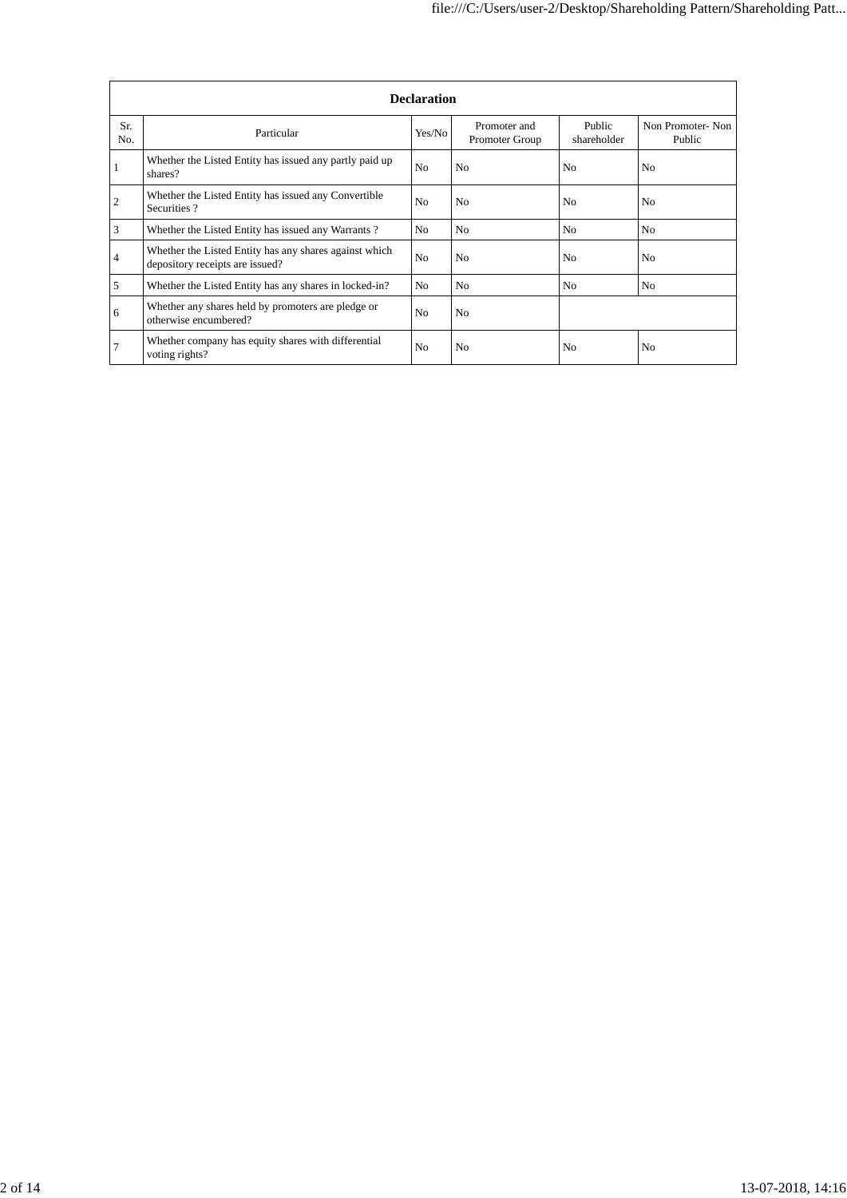| Declaration | | | | | |
|---|---|---|---|---|---|
| Sr. No. | Particular | Yes/No | Promoter and Promoter Group | Public shareholder | Non Promoter- Non Public |
| 1 | Whether the Listed Entity has issued any partly paid up shares? | No | No | No | No |
| 2 | Whether the Listed Entity has issued any Convertible Securities ? | No | No | No | No |
| 3 | Whether the Listed Entity has issued any Warrants ? | No | No | No | No |
| 4 | Whether the Listed Entity has any shares against which depository receipts are issued? | No | No | No | No |
| 5 | Whether the Listed Entity has any shares in locked-in? | No | No | No | No |
| 6 | Whether any shares held by promoters are pledge or otherwise encumbered? | No | No | | |
| 7 | Whether company has equity shares with differential voting rights? | No | No | No | No |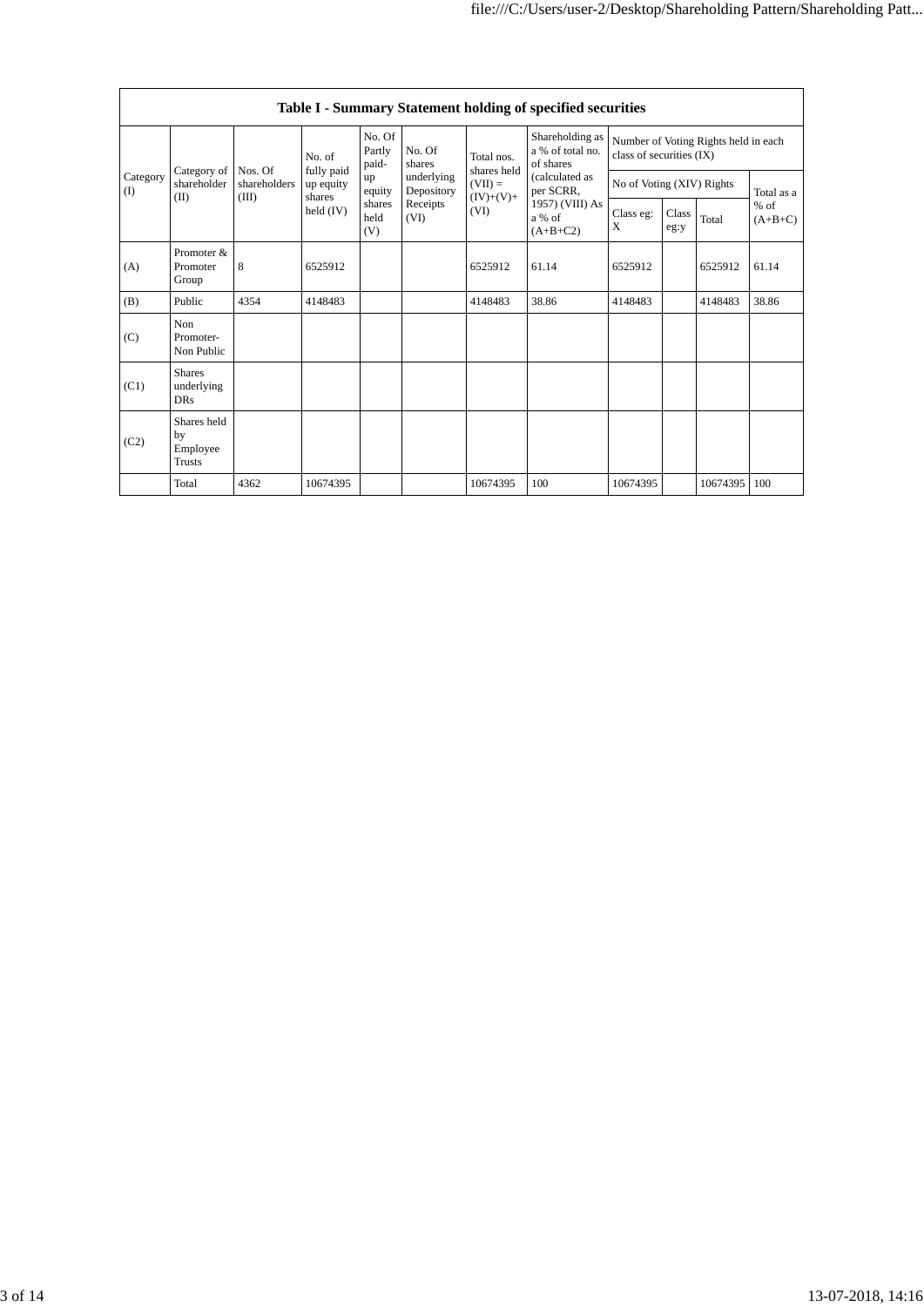## Table I - Summary Statement holding of specified securities

| Category (I) | Category of shareholder (II) | Nos. Of shareholders (III) | No. of fully paid up equity shares held (IV) | No. Of Partly paid-up equity shares held (V) | No. Of shares underlying Depository Receipts (VI) | Total nos. shares held (VII) = (IV)+(V)+ (VI) | Shareholding as a % of total no. of shares (calculated as per SCRR, 1957) (VIII) As a % of (A+B+C2) | Number of Voting Rights held in each class of securities (IX) | | | |
|---|---|---|---|---|---|---|---|---|---|---|---|
| | | | | | | | | No of Voting (XIV) Rights | | | Total as a % of (A+B+C) |
| | | | | | | | | Class eg: X | Class eg:y | Total | |
| (A) | Promoter & Promoter Group | 8 | 6525912 | | | 6525912 | 61.14 | 6525912 | | 6525912 | 61.14 |
| (B) | Public | 4354 | 4148483 | | | 4148483 | 38.86 | 4148483 | | 4148483 | 38.86 |
| (C) | Non Promoter- Non Public | | | | | | | | | | |
| (C1) | Shares underlying DRs | | | | | | | | | | |
| (C2) | Shares held by Employee Trusts | | | | | | | | | | |
| | Total | 4362 | 10674395 | | | 10674395 | 100 | 10674395 | | 10674395 | 100 |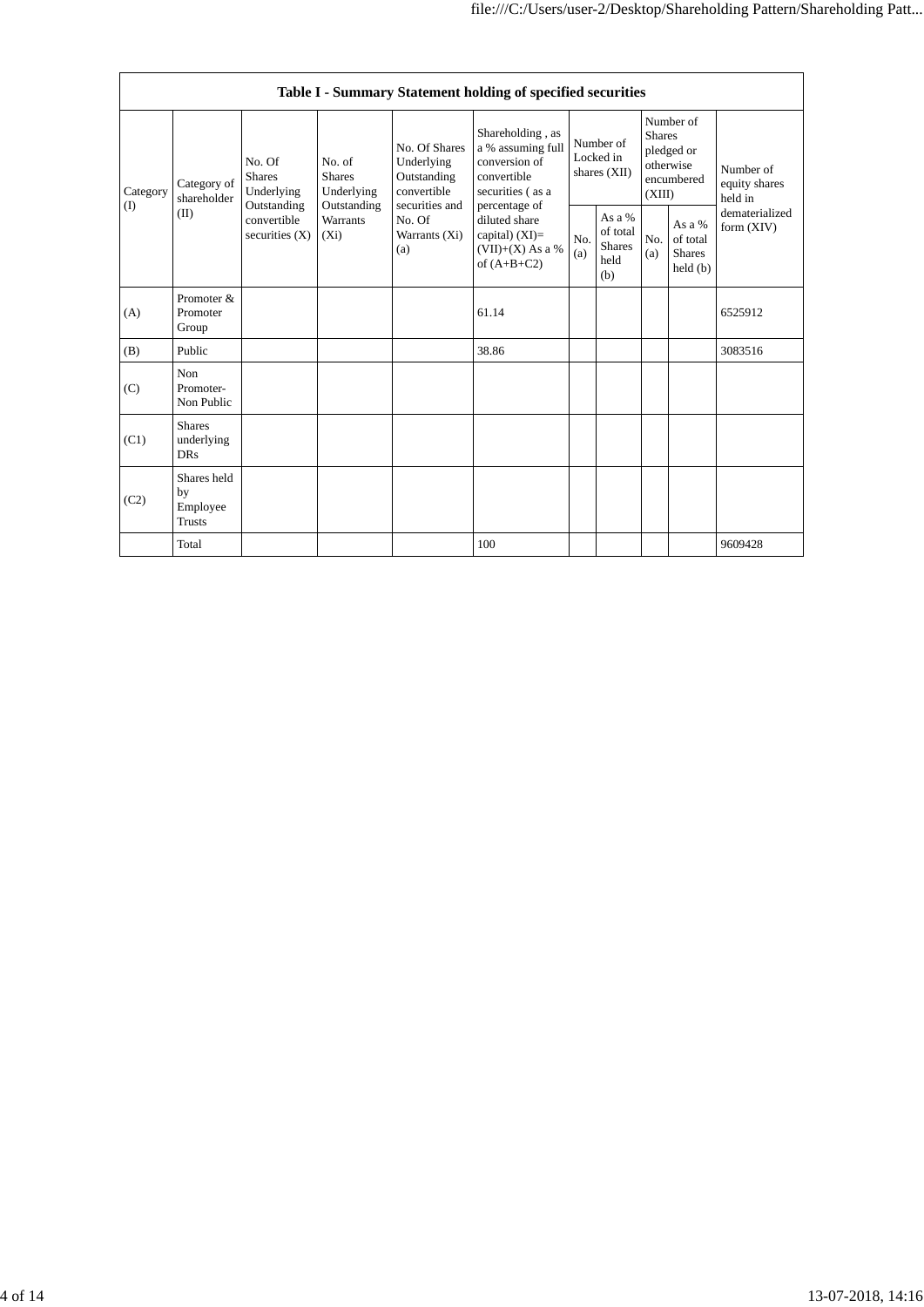| Table I - Summary Statement holding of specified securities | | | | | | | | | | |
|---|---|---|---|---|---|---|---|---|---|---|
| Category (I) | Category of shareholder (II) | No. Of Shares Underlying Outstanding convertible securities (X) | No. of Shares Underlying Outstanding Warrants (Xi) | No. Of Shares Underlying Outstanding convertible securities and No. Of Warrants (Xi) (a) | Shareholding , as a % assuming full conversion of convertible securities ( as a percentage of diluted share capital) (XI)= (VII)+(X) As a % of (A+B+C2) | Number of Locked in shares (XII) | | Number of Shares pledged or otherwise encumbered (XIII) | | Number of equity shares held in dematerialized form (XIV) |
| | | | | | | No. (a) | As a % of total Shares held (b) | No. (a) | As a % of total Shares held (b) | |
| (A) | Promoter & Promoter Group | | | | 61.14 | | | | | 6525912 |
| (B) | Public | | | | 38.86 | | | | | 3083516 |
| (C) | Non Promoter- Non Public | | | | | | | | | |
| (C1) | Shares underlying DRs | | | | | | | | | |
| (C2) | Shares held by Employee Trusts | | | | | | | | | |
| | Total | | | | 100 | | | | | 9609428 |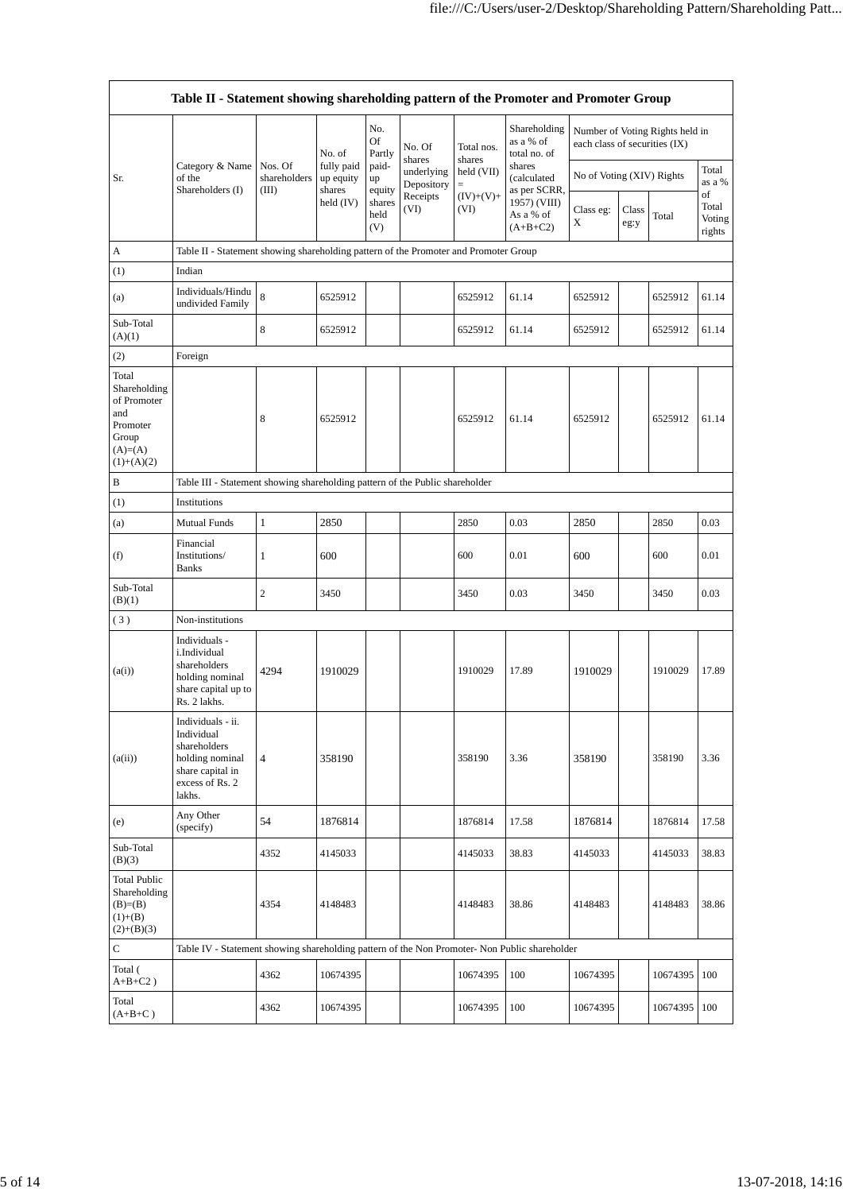| Table II - Statement showing shareholding pattern of the Promoter and Promoter Group | | | | | | | | | | | | |
|---|---|---|---|---|---|---|---|---|---|---|---|---|
| Sr. | Category & Name of the Shareholders (I) | Nos. Of shareholders (III) | No. of fully paid up equity shares held (IV) | No. Of Partly paid-up equity shares held (V) | No. Of shares underlying Depository Receipts (VI) | Total nos. shares held (VII) = (IV)+(V)+ (VI) | Shareholding as a % of total no. of shares (calculated as per SCRR, 1957) (VIII) As a % of (A+B+C2) | Number of Voting Rights held in each class of securities (IX) | | | |
| | | | | | | | | No of Voting (XIV) Rights | | | Total as a % of Total Voting rights |
| | | | | | | | | Class eg: X | Class eg:y | Total | |
| A | Table II - Statement showing shareholding pattern of the Promoter and Promoter Group | | | | | | | | | | |
| (1) | Indian | | | | | | | | | | |
| (a) | Individuals/Hindu undivided Family | 8 | 6525912 | | | 6525912 | 61.14 | 6525912 | | 6525912 | 61.14 |
| Sub-Total (A)(1) | | 8 | 6525912 | | | 6525912 | 61.14 | 6525912 | | 6525912 | 61.14 |
| (2) | Foreign | | | | | | | | | | |
| Total Shareholding of Promoter and Promoter Group (A)=(A)(1)+(A)(2) | | 8 | 6525912 | | | 6525912 | 61.14 | 6525912 | | 6525912 | 61.14 |
| B | Table III - Statement showing shareholding pattern of the Public shareholder | | | | | | | | | | |
| (1) | Institutions | | | | | | | | | | |
| (a) | Mutual Funds | 1 | 2850 | | | 2850 | 0.03 | 2850 | | 2850 | 0.03 |
| (f) | Financial Institutions/ Banks | 1 | 600 | | | 600 | 0.01 | 600 | | 600 | 0.01 |
| Sub-Total (B)(1) | | 2 | 3450 | | | 3450 | 0.03 | 3450 | | 3450 | 0.03 |
| ( 3 ) | Non-institutions | | | | | | | | | | |
| (a(i)) | Individuals - i.Individual shareholders holding nominal share capital up to Rs. 2 lakhs. | 4294 | 1910029 | | | 1910029 | 17.89 | 1910029 | | 1910029 | 17.89 |
| (a(ii)) | Individuals - ii. Individual shareholders holding nominal share capital in excess of Rs. 2 lakhs. | 4 | 358190 | | | 358190 | 3.36 | 358190 | | 358190 | 3.36 |
| (e) | Any Other (specify) | 54 | 1876814 | | | 1876814 | 17.58 | 1876814 | | 1876814 | 17.58 |
| Sub-Total (B)(3) | | 4352 | 4145033 | | | 4145033 | 38.83 | 4145033 | | 4145033 | 38.83 |
| Total Public Shareholding (B)=(B)(1)+(B)(2)+(B)(3) | | 4354 | 4148483 | | | 4148483 | 38.86 | 4148483 | | 4148483 | 38.86 |
| C | Table IV - Statement showing shareholding pattern of the Non Promoter- Non Public shareholder | | | | | | | | | | |
| Total ( A+B+C2 ) | | 4362 | 10674395 | | | 10674395 | 100 | 10674395 | | 10674395 | 100 |
| Total (A+B+C ) | | 4362 | 10674395 | | | 10674395 | 100 | 10674395 | | 10674395 | 100 |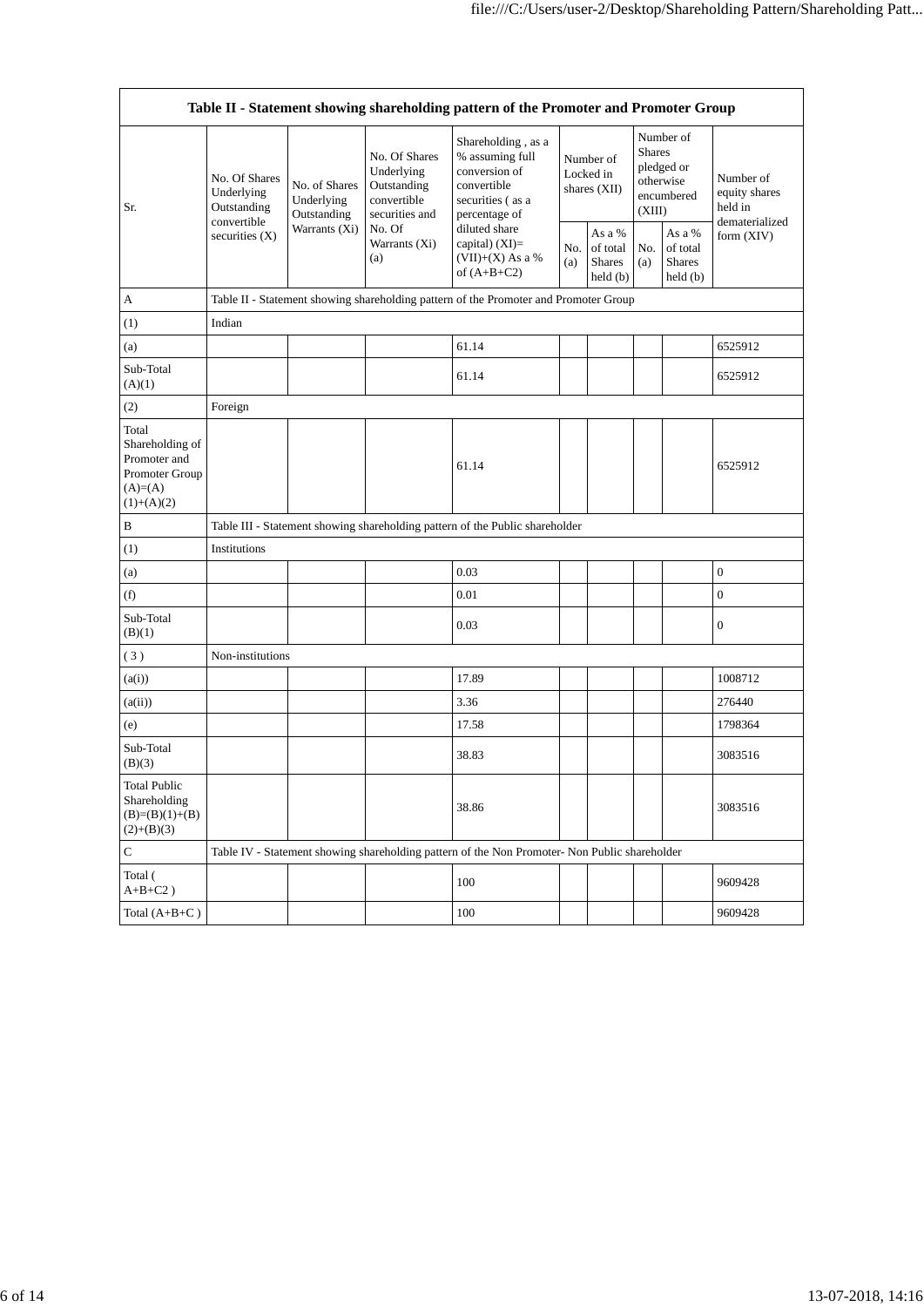| Table II - Statement showing shareholding pattern of the Promoter and Promoter Group | | | | | | | | | |
|---|---|---|---|---|---|---|---|---|---|
| Sr. | No. Of Shares Underlying Outstanding convertible securities (X) | No. of Shares Underlying Outstanding Warrants (Xi) | No. Of Shares Underlying Outstanding convertible securities and No. Of Warrants (Xi) (a) | Shareholding , as a % assuming full conversion of convertible securities ( as a percentage of diluted share capital) (XI)= (VII)+(X) As a % of (A+B+C2) | Number of Locked in shares (XII) | | Number of Shares pledged or otherwise encumbered (XIII) | | Number of equity shares held in dematerialized form (XIV) |
| | | | | | No. (a) | As a % of total Shares held (b) | No. (a) | As a % of total Shares held (b) | |
| A | Table II - Statement showing shareholding pattern of the Promoter and Promoter Group | | | | | | | | |
| (1) | Indian | | | | | | | | |
| (a) | | | | 61.14 | | | | | 6525912 |
| Sub-Total (A)(1) | | | | 61.14 | | | | | 6525912 |
| (2) | Foreign | | | | | | | | |
| Total Shareholding of Promoter and Promoter Group (A)=(A)(1)+(A)(2) | | | | 61.14 | | | | | 6525912 |
| B | Table III - Statement showing shareholding pattern of the Public shareholder | | | | | | | | |
| (1) | Institutions | | | | | | | | |
| (a) | | | | 0.03 | | | | | 0 |
| (f) | | | | 0.01 | | | | | 0 |
| Sub-Total (B)(1) | | | | 0.03 | | | | | 0 |
| ( 3 ) | Non-institutions | | | | | | | | |
| (a(i)) | | | | 17.89 | | | | | 1008712 |
| (a(ii)) | | | | 3.36 | | | | | 276440 |
| (e) | | | | 17.58 | | | | | 1798364 |
| Sub-Total (B)(3) | | | | 38.83 | | | | | 3083516 |
| Total Public Shareholding (B)=(B)(1)+(B)(2)+(B)(3) | | | | 38.86 | | | | | 3083516 |
| C | Table IV - Statement showing shareholding pattern of the Non Promoter- Non Public shareholder | | | | | | | | |
| Total ( A+B+C2 ) | | | | 100 | | | | | 9609428 |
| Total (A+B+C ) | | | | 100 | | | | | 9609428 |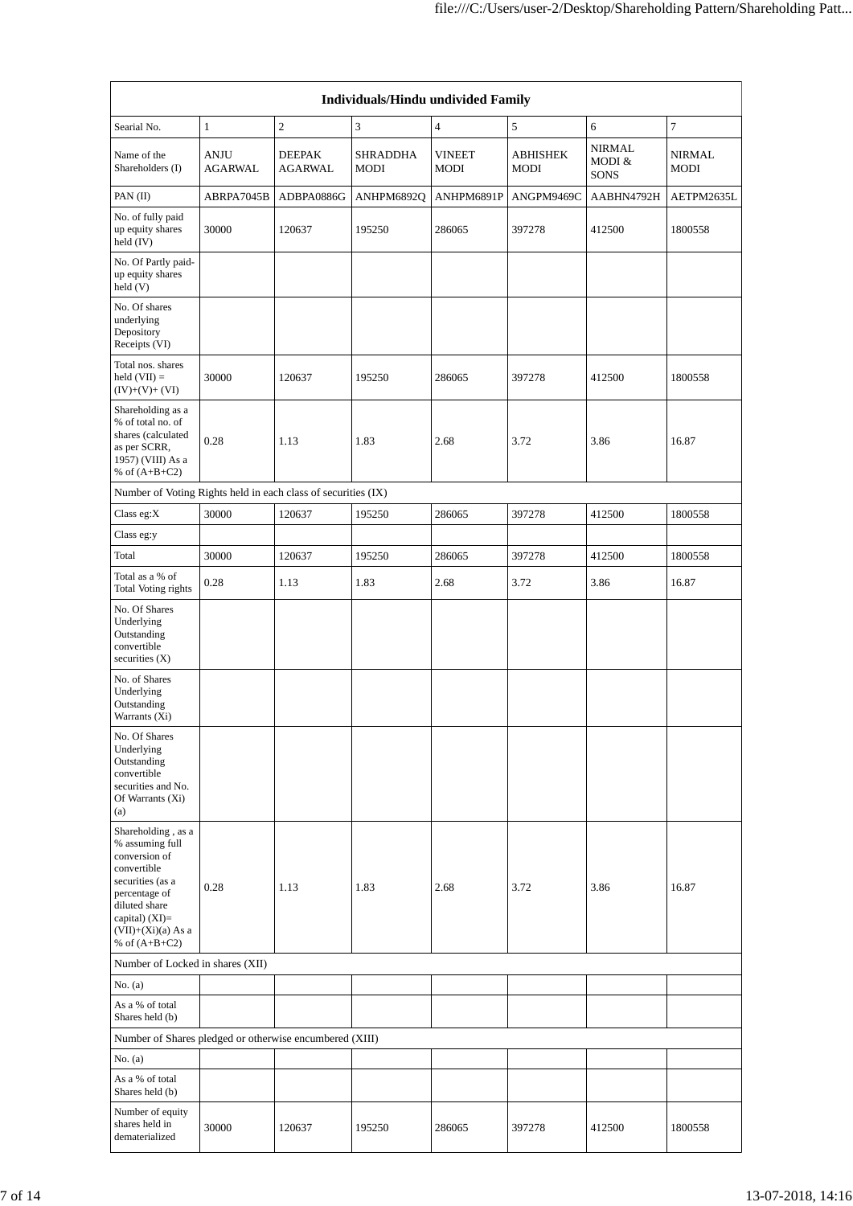| Individuals/Hindu undivided Family | | | | | | | |
|---|---|---|---|---|---|---|---|
| Searial No. | 1 | 2 | 3 | 4 | 5 | 6 | 7 |
| Name of the Shareholders (I) | ANJU AGARWAL | DEEPAK AGARWAL | SHRADDHA MODI | VINEET MODI | ABHISHEK MODI | NIRMAL MODI & SONS | NIRMAL MODI |
| PAN (II) | ABRPA7045B | ADBPA0886G | ANHPM6892Q | ANHPM6891P | ANGPM9469C | AABHN4792H | AETPM2635L |
| No. of fully paid up equity shares held (IV) | 30000 | 120637 | 195250 | 286065 | 397278 | 412500 | 1800558 |
| No. Of Partly paid-up equity shares held (V) | | | | | | | |
| No. Of shares underlying Depository Receipts (VI) | | | | | | | |
| Total nos. shares held (VII) = (IV)+(V)+ (VI) | 30000 | 120637 | 195250 | 286065 | 397278 | 412500 | 1800558 |
| Shareholding as a % of total no. of shares (calculated as per SCRR, 1957) (VIII) As a % of (A+B+C2) | 0.28 | 1.13 | 1.83 | 2.68 | 3.72 | 3.86 | 16.87 |
| Number of Voting Rights held in each class of securities (IX) | | | | | | | |
| Class eg:X | 30000 | 120637 | 195250 | 286065 | 397278 | 412500 | 1800558 |
| Class eg:y | | | | | | | |
| Total | 30000 | 120637 | 195250 | 286065 | 397278 | 412500 | 1800558 |
| Total as a % of Total Voting rights | 0.28 | 1.13 | 1.83 | 2.68 | 3.72 | 3.86 | 16.87 |
| No. Of Shares Underlying Outstanding convertible securities (X) | | | | | | | |
| No. of Shares Underlying Outstanding Warrants (Xi) | | | | | | | |
| No. Of Shares Underlying Outstanding convertible securities and No. Of Warrants (Xi) (a) | | | | | | | |
| Shareholding , as a % assuming full conversion of convertible securities (as a percentage of diluted share capital) (XI)= (VII)+(Xi)(a) As a % of (A+B+C2) | 0.28 | 1.13 | 1.83 | 2.68 | 3.72 | 3.86 | 16.87 |
| Number of Locked in shares (XII) | | | | | | | |
| No. (a) | | | | | | | |
| As a % of total Shares held (b) | | | | | | | |
| Number of Shares pledged or otherwise encumbered (XIII) | | | | | | | |
| No. (a) | | | | | | | |
| As a % of total Shares held (b) | | | | | | | |
| Number of equity shares held in dematerialized | 30000 | 120637 | 195250 | 286065 | 397278 | 412500 | 1800558 |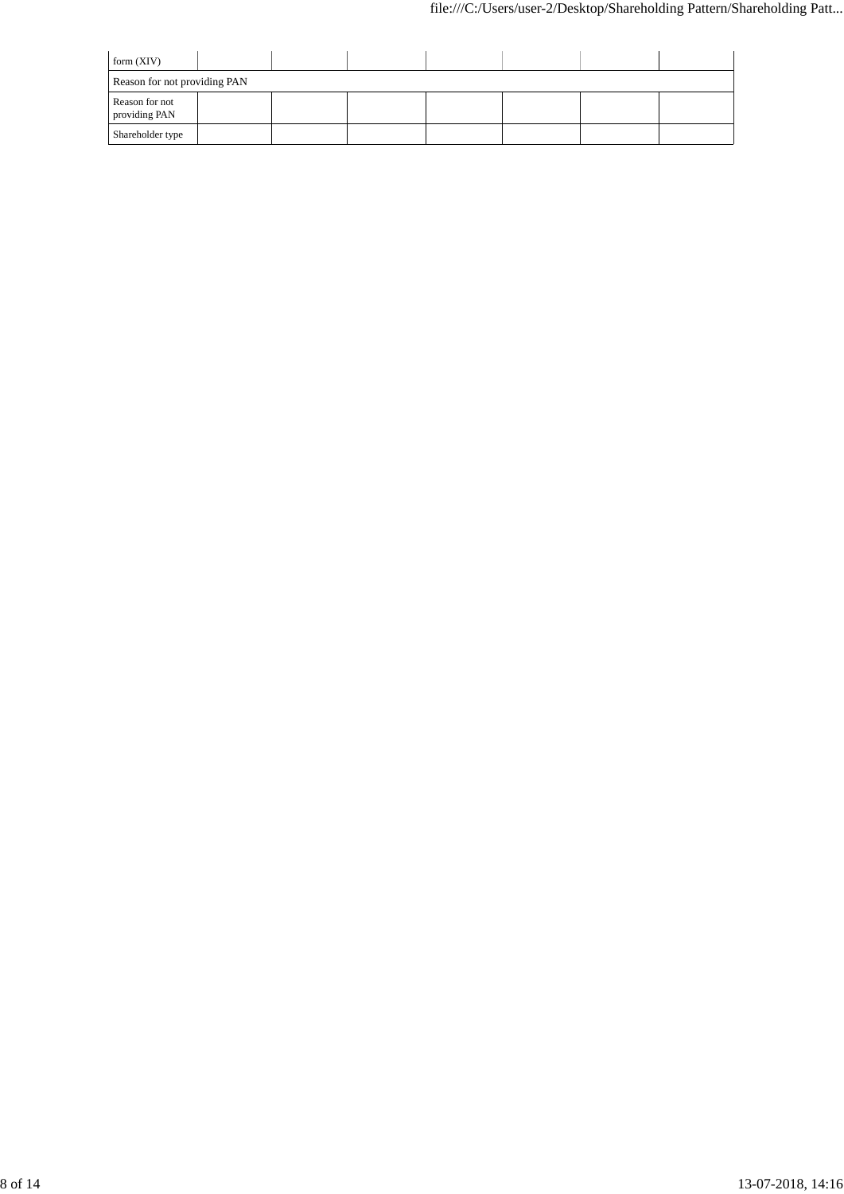| form (XIV) | | | | | | | |
|---|---|---|---|---|---|---|---|
| Reason for not providing PAN | | | | | | | |
| Reason for not providing PAN | | | | | | | |
| Shareholder type | | | | | | | |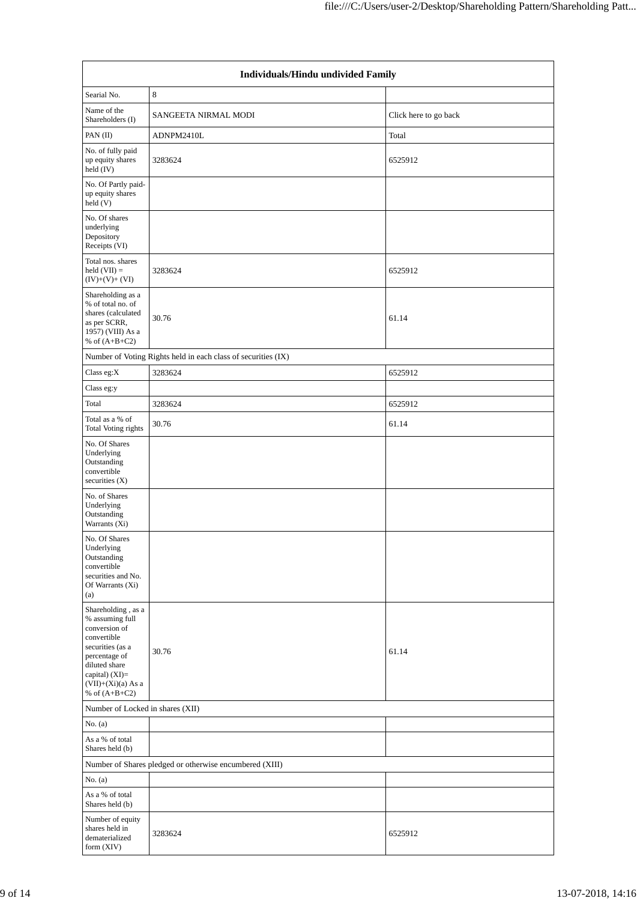| Individuals/Hindu undivided Family | | |
|---|---|---|
| Searial No. | 8 | |
| Name of the Shareholders (I) | SANGEETA NIRMAL MODI | Click here to go back |
| PAN (II) | ADNPM2410L | Total |
| No. of fully paid up equity shares held (IV) | 3283624 | 6525912 |
| No. Of Partly paid-up equity shares held (V) | | |
| No. Of shares underlying Depository Receipts (VI) | | |
| Total nos. shares held (VII) = (IV)+(V)+ (VI) | 3283624 | 6525912 |
| Shareholding as a % of total no. of shares (calculated as per SCRR, 1957) (VIII) As a % of (A+B+C2) | 30.76 | 61.14 |
| Number of Voting Rights held in each class of securities (IX) | | |
| Class eg:X | 3283624 | 6525912 |
| Class eg:y | | |
| Total | 3283624 | 6525912 |
| Total as a % of Total Voting rights | 30.76 | 61.14 |
| No. Of Shares Underlying Outstanding convertible securities (X) | | |
| No. of Shares Underlying Outstanding Warrants (Xi) | | |
| No. Of Shares Underlying Outstanding convertible securities and No. Of Warrants (Xi) (a) | | |
| Shareholding , as a % assuming full conversion of convertible securities (as a percentage of diluted share capital) (XI)= (VII)+(Xi)(a) As a % of (A+B+C2) | 30.76 | 61.14 |
| Number of Locked in shares (XII) | | |
| No. (a) | | |
| As a % of total Shares held (b) | | |
| Number of Shares pledged or otherwise encumbered (XIII) | | |
| No. (a) | | |
| As a % of total Shares held (b) | | |
| Number of equity shares held in dematerialized form (XIV) | 3283624 | 6525912 |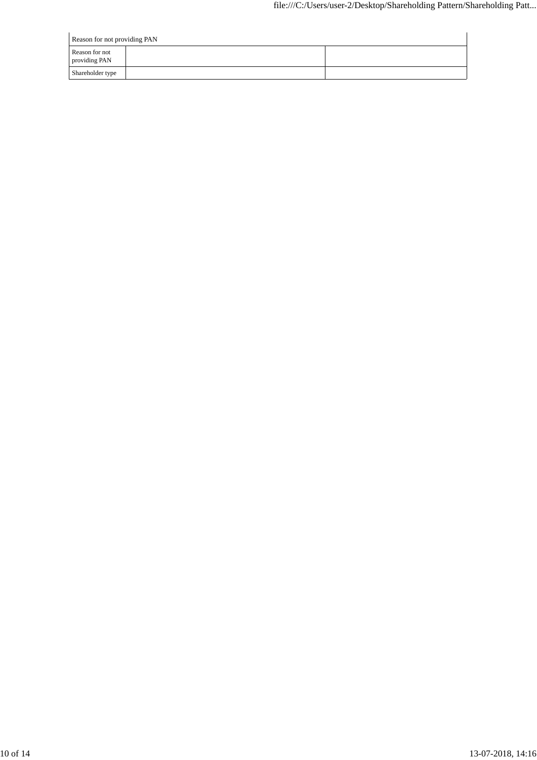| Reason for not providing PAN | | |
|---|---|---|
| Reason for not providing PAN | | |
| Shareholder type | | |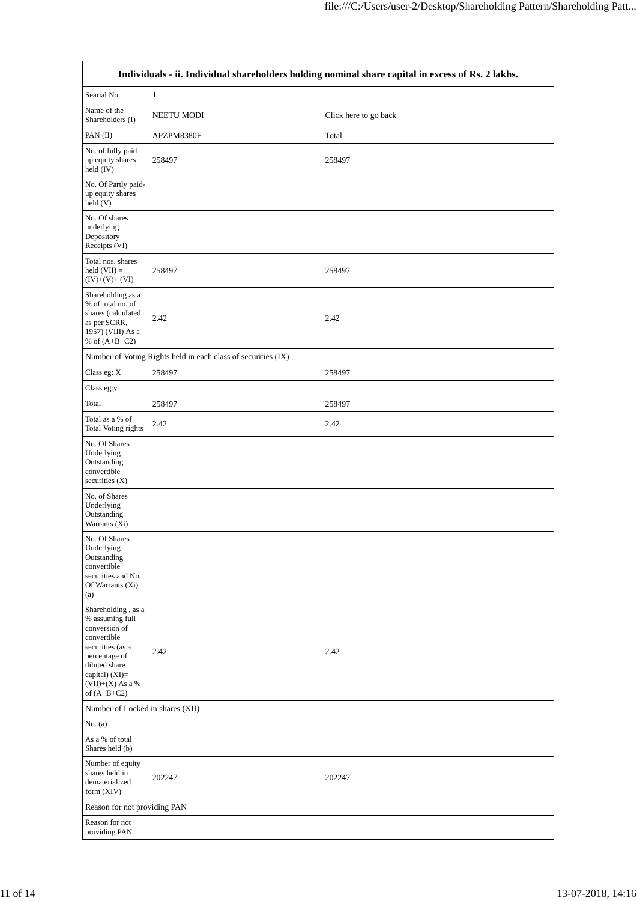| Individuals - ii. Individual shareholders holding nominal share capital in excess of Rs. 2 lakhs. | | |
|---|---|---|
| Searial No. | 1 | |
| Name of the Shareholders (I) | NEETU MODI | Click here to go back |
| PAN (II) | APZPM8380F | Total |
| No. of fully paid up equity shares held (IV) | 258497 | 258497 |
| No. Of Partly paid-up equity shares held (V) | | |
| No. Of shares underlying Depository Receipts (VI) | | |
| Total nos. shares held (VII) = (IV)+(V)+ (VI) | 258497 | 258497 |
| Shareholding as a % of total no. of shares (calculated as per SCRR, 1957) (VIII) As a % of (A+B+C2) | 2.42 | 2.42 |
| Number of Voting Rights held in each class of securities (IX) | | |
| Class eg: X | 258497 | 258497 |
| Class eg:y | | |
| Total | 258497 | 258497 |
| Total as a % of Total Voting rights | 2.42 | 2.42 |
| No. Of Shares Underlying Outstanding convertible securities (X) | | |
| No. of Shares Underlying Outstanding Warrants (Xi) | | |
| No. Of Shares Underlying Outstanding convertible securities and No. Of Warrants (Xi) (a) | | |
| Shareholding , as a % assuming full conversion of convertible securities (as a percentage of diluted share capital) (XI)= (VII)+(X) As a % of (A+B+C2) | 2.42 | 2.42 |
| Number of Locked in shares (XII) | | |
| No. (a) | | |
| As a % of total Shares held (b) | | |
| Number of equity shares held in dematerialized form (XIV) | 202247 | 202247 |
| Reason for not providing PAN | | |
| Reason for not providing PAN | | |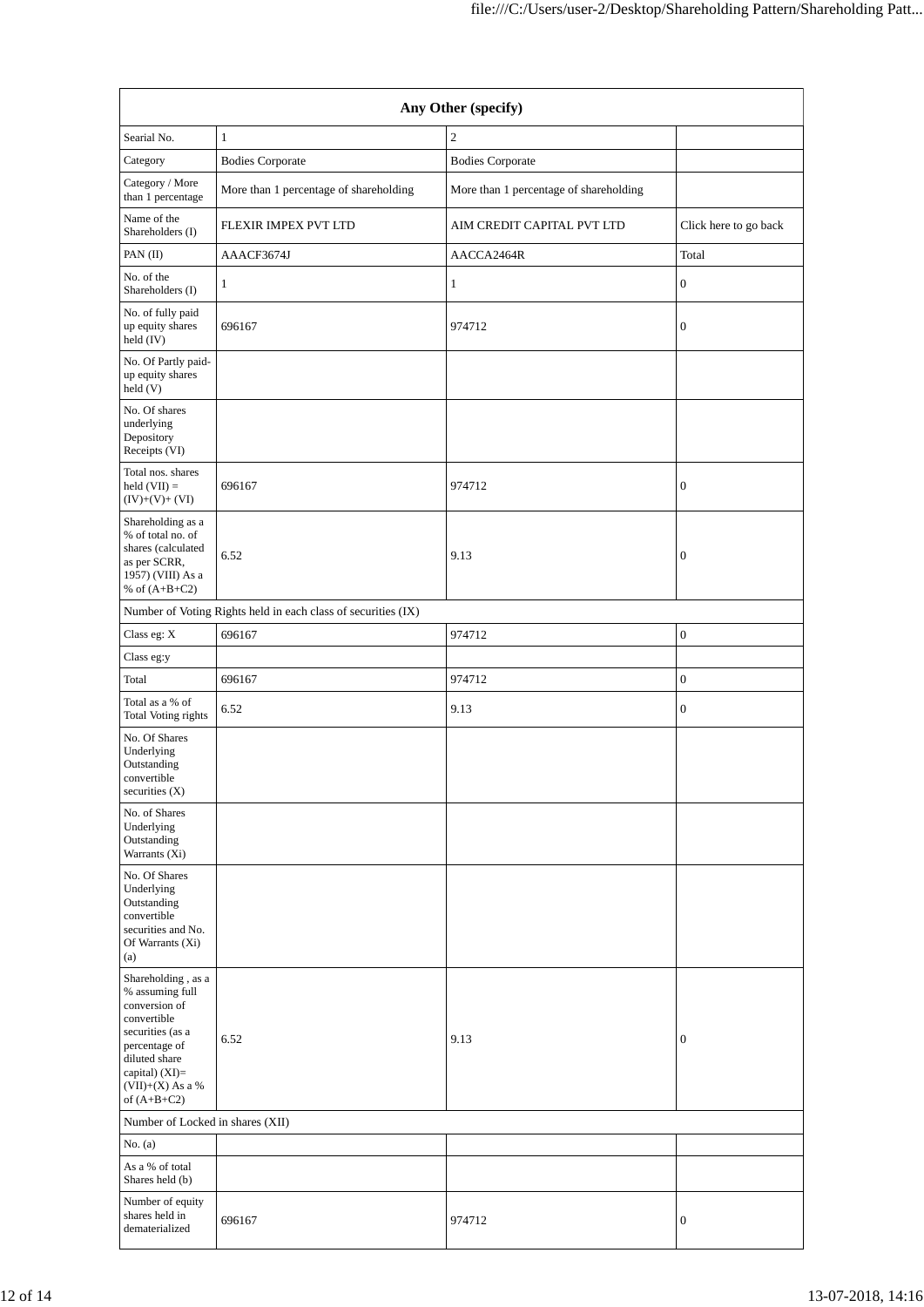| Any Other (specify) | | | |
|---|---|---|---|
| Searial No. | 1 | 2 | |
| Category | Bodies Corporate | Bodies Corporate | |
| Category / More than 1 percentage | More than 1 percentage of shareholding | More than 1 percentage of shareholding | |
| Name of the Shareholders (I) | FLEXIR IMPEX PVT LTD | AIM CREDIT CAPITAL PVT LTD | Click here to go back |
| PAN (II) | AAACF3674J | AACCA2464R | Total |
| No. of the Shareholders (I) | 1 | 1 | 0 |
| No. of fully paid up equity shares held (IV) | 696167 | 974712 | 0 |
| No. Of Partly paid-up equity shares held (V) | | | |
| No. Of shares underlying Depository Receipts (VI) | | | |
| Total nos. shares held (VII) = (IV)+(V)+ (VI) | 696167 | 974712 | 0 |
| Shareholding as a % of total no. of shares (calculated as per SCRR, 1957) (VIII) As a % of (A+B+C2) | 6.52 | 9.13 | 0 |
| Number of Voting Rights held in each class of securities (IX) | | | |
| Class eg: X | 696167 | 974712 | 0 |
| Class eg:y | | | |
| Total | 696167 | 974712 | 0 |
| Total as a % of Total Voting rights | 6.52 | 9.13 | 0 |
| No. Of Shares Underlying Outstanding convertible securities (X) | | | |
| No. of Shares Underlying Outstanding Warrants (Xi) | | | |
| No. Of Shares Underlying Outstanding convertible securities and No. Of Warrants (Xi) (a) | | | |
| Shareholding , as a % assuming full conversion of convertible securities (as a percentage of diluted share capital) (XI)= (VII)+(X) As a % of (A+B+C2) | 6.52 | 9.13 | 0 |
| Number of Locked in shares (XII) | | | |
| No. (a) | | | |
| As a % of total Shares held (b) | | | |
| Number of equity shares held in dematerialized | 696167 | 974712 | 0 |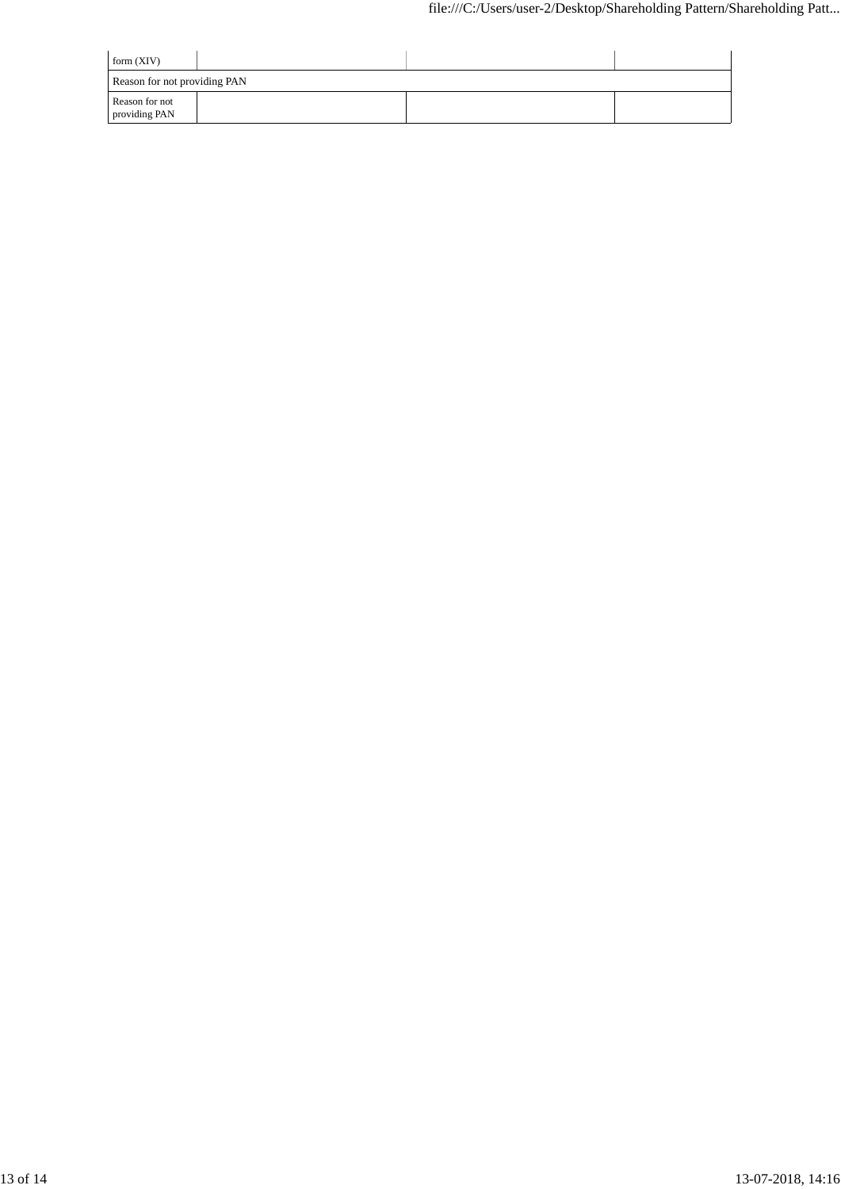| form (XIV) | | | |
|---|---|---|---|
| Reason for not providing PAN | | | |
| Reason for not providing PAN | | | |